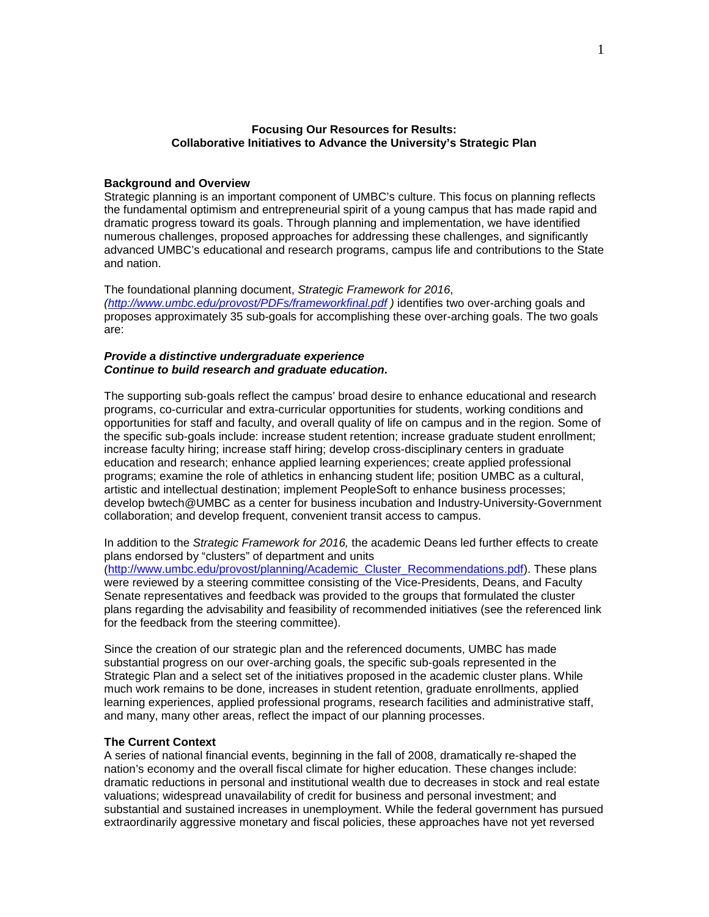# Focusing Our Resources for Results: Collaborative Initiatives to Advance the University's Strategic Plan

## Background and Overview

Strategic planning is an important component of UMBC's culture. This focus on planning reflects the fundamental optimism and entrepreneurial spirit of a young campus that has made rapid and dramatic progress toward its goals. Through planning and implementation, we have identified numerous challenges, proposed approaches for addressing these challenges, and significantly advanced UMBC's educational and research programs, campus life and contributions to the State and nation.

The foundational planning document, *Strategic Framework for 2016*, *(http://www.umbc.edu/provost/PDFs/frameworkfinal.pdf )* identifies two over-arching goals and proposes approximately 35 sub-goals for accomplishing these over-arching goals. The two goals are:

***Provide a distinctive undergraduate experience***
***Continue to build research and graduate education.***

The supporting sub-goals reflect the campus' broad desire to enhance educational and research programs, co-curricular and extra-curricular opportunities for students, working conditions and opportunities for staff and faculty, and overall quality of life on campus and in the region. Some of the specific sub-goals include: increase student retention; increase graduate student enrollment; increase faculty hiring; increase staff hiring; develop cross-disciplinary centers in graduate education and research; enhance applied learning experiences; create applied professional programs; examine the role of athletics in enhancing student life; position UMBC as a cultural, artistic and intellectual destination; implement PeopleSoft to enhance business processes; develop bwtech@UMBC as a center for business incubation and Industry-University-Government collaboration; and develop frequent, convenient transit access to campus.

In addition to the *Strategic Framework for 2016,* the academic Deans led further effects to create plans endorsed by "clusters" of department and units (http://www.umbc.edu/provost/planning/Academic_Cluster_Recommendations.pdf). These plans were reviewed by a steering committee consisting of the Vice-Presidents, Deans, and Faculty Senate representatives and feedback was provided to the groups that formulated the cluster plans regarding the advisability and feasibility of recommended initiatives (see the referenced link for the feedback from the steering committee).

Since the creation of our strategic plan and the referenced documents, UMBC has made substantial progress on our over-arching goals, the specific sub-goals represented in the Strategic Plan and a select set of the initiatives proposed in the academic cluster plans. While much work remains to be done, increases in student retention, graduate enrollments, applied learning experiences, applied professional programs, research facilities and administrative staff, and many, many other areas, reflect the impact of our planning processes.

## The Current Context

A series of national financial events, beginning in the fall of 2008, dramatically re-shaped the nation's economy and the overall fiscal climate for higher education. These changes include: dramatic reductions in personal and institutional wealth due to decreases in stock and real estate valuations; widespread unavailability of credit for business and personal investment; and substantial and sustained increases in unemployment. While the federal government has pursued extraordinarily aggressive monetary and fiscal policies, these approaches have not yet reversed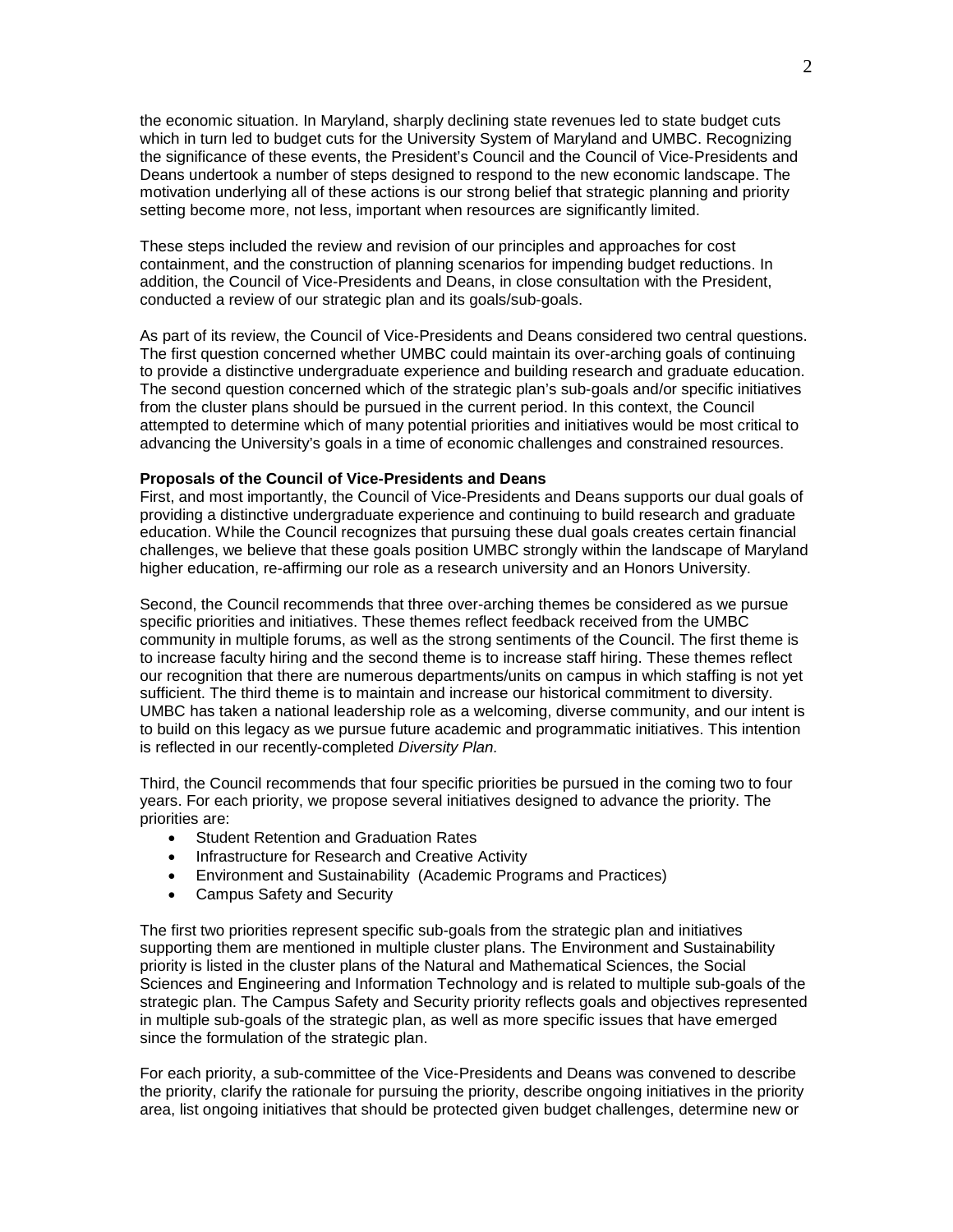the economic situation. In Maryland, sharply declining state revenues led to state budget cuts which in turn led to budget cuts for the University System of Maryland and UMBC. Recognizing the significance of these events, the President's Council and the Council of Vice-Presidents and Deans undertook a number of steps designed to respond to the new economic landscape. The motivation underlying all of these actions is our strong belief that strategic planning and priority setting become more, not less, important when resources are significantly limited.

These steps included the review and revision of our principles and approaches for cost containment, and the construction of planning scenarios for impending budget reductions. In addition, the Council of Vice-Presidents and Deans, in close consultation with the President, conducted a review of our strategic plan and its goals/sub-goals.

As part of its review, the Council of Vice-Presidents and Deans considered two central questions. The first question concerned whether UMBC could maintain its over-arching goals of continuing to provide a distinctive undergraduate experience and building research and graduate education. The second question concerned which of the strategic plan's sub-goals and/or specific initiatives from the cluster plans should be pursued in the current period. In this context, the Council attempted to determine which of many potential priorities and initiatives would be most critical to advancing the University's goals in a time of economic challenges and constrained resources.

**Proposals of the Council of Vice-Presidents and Deans**

First, and most importantly, the Council of Vice-Presidents and Deans supports our dual goals of providing a distinctive undergraduate experience and continuing to build research and graduate education. While the Council recognizes that pursuing these dual goals creates certain financial challenges, we believe that these goals position UMBC strongly within the landscape of Maryland higher education, re-affirming our role as a research university and an Honors University.

Second, the Council recommends that three over-arching themes be considered as we pursue specific priorities and initiatives. These themes reflect feedback received from the UMBC community in multiple forums, as well as the strong sentiments of the Council. The first theme is to increase faculty hiring and the second theme is to increase staff hiring. These themes reflect our recognition that there are numerous departments/units on campus in which staffing is not yet sufficient. The third theme is to maintain and increase our historical commitment to diversity. UMBC has taken a national leadership role as a welcoming, diverse community, and our intent is to build on this legacy as we pursue future academic and programmatic initiatives. This intention is reflected in our recently-completed *Diversity Plan.*

Third, the Council recommends that four specific priorities be pursued in the coming two to four years. For each priority, we propose several initiatives designed to advance the priority. The priorities are:

- Student Retention and Graduation Rates
- Infrastructure for Research and Creative Activity
- Environment and Sustainability (Academic Programs and Practices)
- Campus Safety and Security

The first two priorities represent specific sub-goals from the strategic plan and initiatives supporting them are mentioned in multiple cluster plans. The Environment and Sustainability priority is listed in the cluster plans of the Natural and Mathematical Sciences, the Social Sciences and Engineering and Information Technology and is related to multiple sub-goals of the strategic plan. The Campus Safety and Security priority reflects goals and objectives represented in multiple sub-goals of the strategic plan, as well as more specific issues that have emerged since the formulation of the strategic plan.

For each priority, a sub-committee of the Vice-Presidents and Deans was convened to describe the priority, clarify the rationale for pursuing the priority, describe ongoing initiatives in the priority area, list ongoing initiatives that should be protected given budget challenges, determine new or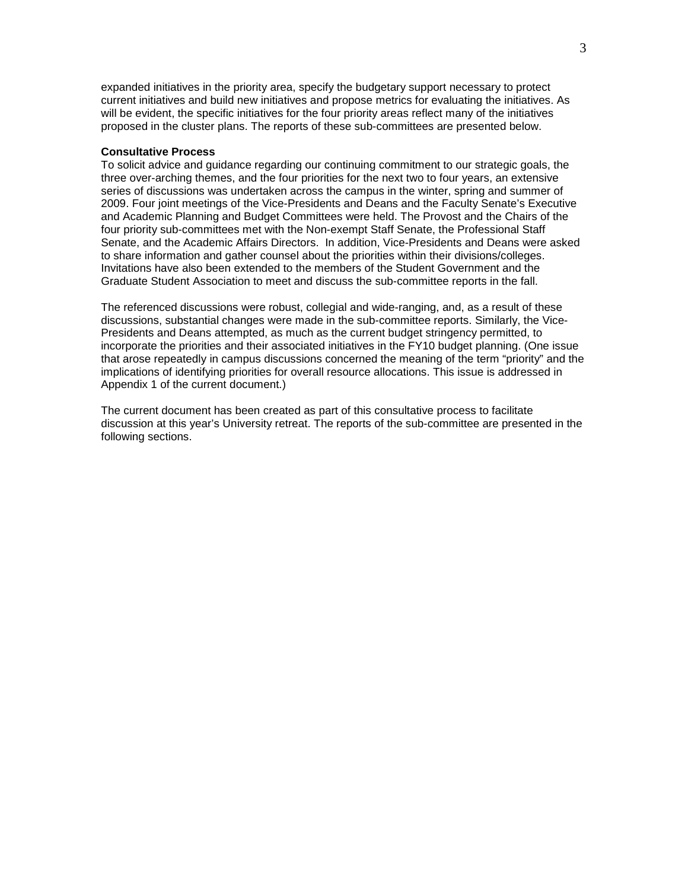expanded initiatives in the priority area, specify the budgetary support necessary to protect current initiatives and build new initiatives and propose metrics for evaluating the initiatives. As will be evident, the specific initiatives for the four priority areas reflect many of the initiatives proposed in the cluster plans. The reports of these sub-committees are presented below.

**Consultative Process**

To solicit advice and guidance regarding our continuing commitment to our strategic goals, the three over-arching themes, and the four priorities for the next two to four years, an extensive series of discussions was undertaken across the campus in the winter, spring and summer of 2009. Four joint meetings of the Vice-Presidents and Deans and the Faculty Senate's Executive and Academic Planning and Budget Committees were held. The Provost and the Chairs of the four priority sub-committees met with the Non-exempt Staff Senate, the Professional Staff Senate, and the Academic Affairs Directors. In addition, Vice-Presidents and Deans were asked to share information and gather counsel about the priorities within their divisions/colleges. Invitations have also been extended to the members of the Student Government and the Graduate Student Association to meet and discuss the sub-committee reports in the fall.

The referenced discussions were robust, collegial and wide-ranging, and, as a result of these discussions, substantial changes were made in the sub-committee reports. Similarly, the Vice-Presidents and Deans attempted, as much as the current budget stringency permitted, to incorporate the priorities and their associated initiatives in the FY10 budget planning. (One issue that arose repeatedly in campus discussions concerned the meaning of the term "priority" and the implications of identifying priorities for overall resource allocations. This issue is addressed in Appendix 1 of the current document.)

The current document has been created as part of this consultative process to facilitate discussion at this year's University retreat. The reports of the sub-committee are presented in the following sections.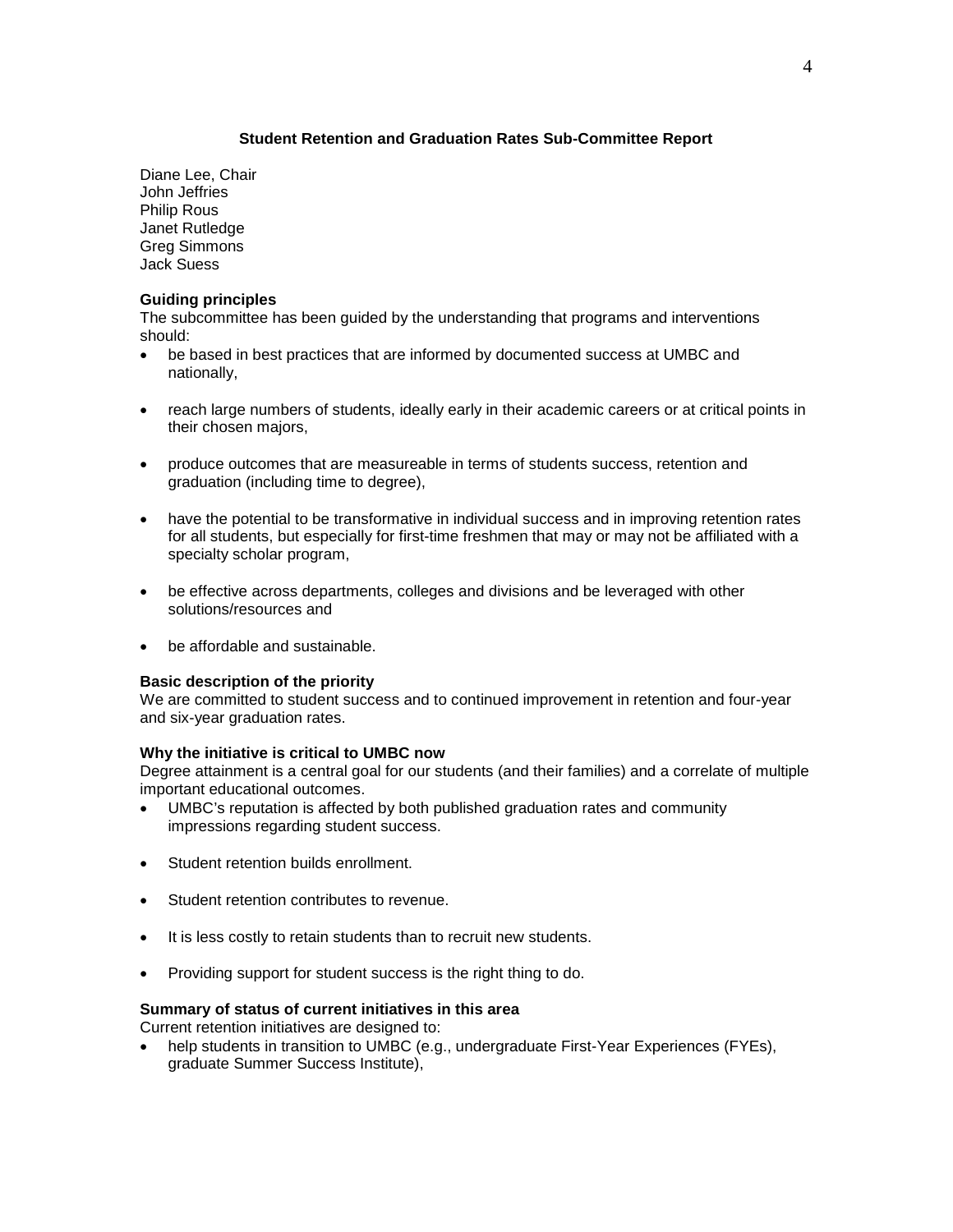## Student Retention and Graduation Rates Sub-Committee Report

Diane Lee, Chair
John Jeffries
Philip Rous
Janet Rutledge
Greg Simmons
Jack Suess

### Guiding principles

The subcommittee has been guided by the understanding that programs and interventions should:

- be based in best practices that are informed by documented success at UMBC and nationally,
- reach large numbers of students, ideally early in their academic careers or at critical points in their chosen majors,
- produce outcomes that are measureable in terms of students success, retention and graduation (including time to degree),
- have the potential to be transformative in individual success and in improving retention rates for all students, but especially for first-time freshmen that may or may not be affiliated with a specialty scholar program,
- be effective across departments, colleges and divisions and be leveraged with other solutions/resources and
- be affordable and sustainable.

### Basic description of the priority

We are committed to student success and to continued improvement in retention and four-year and six-year graduation rates.

### Why the initiative is critical to UMBC now

Degree attainment is a central goal for our students (and their families) and a correlate of multiple important educational outcomes.

- UMBC's reputation is affected by both published graduation rates and community impressions regarding student success.
- Student retention builds enrollment.
- Student retention contributes to revenue.
- It is less costly to retain students than to recruit new students.
- Providing support for student success is the right thing to do.

### Summary of status of current initiatives in this area

Current retention initiatives are designed to:

- help students in transition to UMBC (e.g., undergraduate First-Year Experiences (FYEs), graduate Summer Success Institute),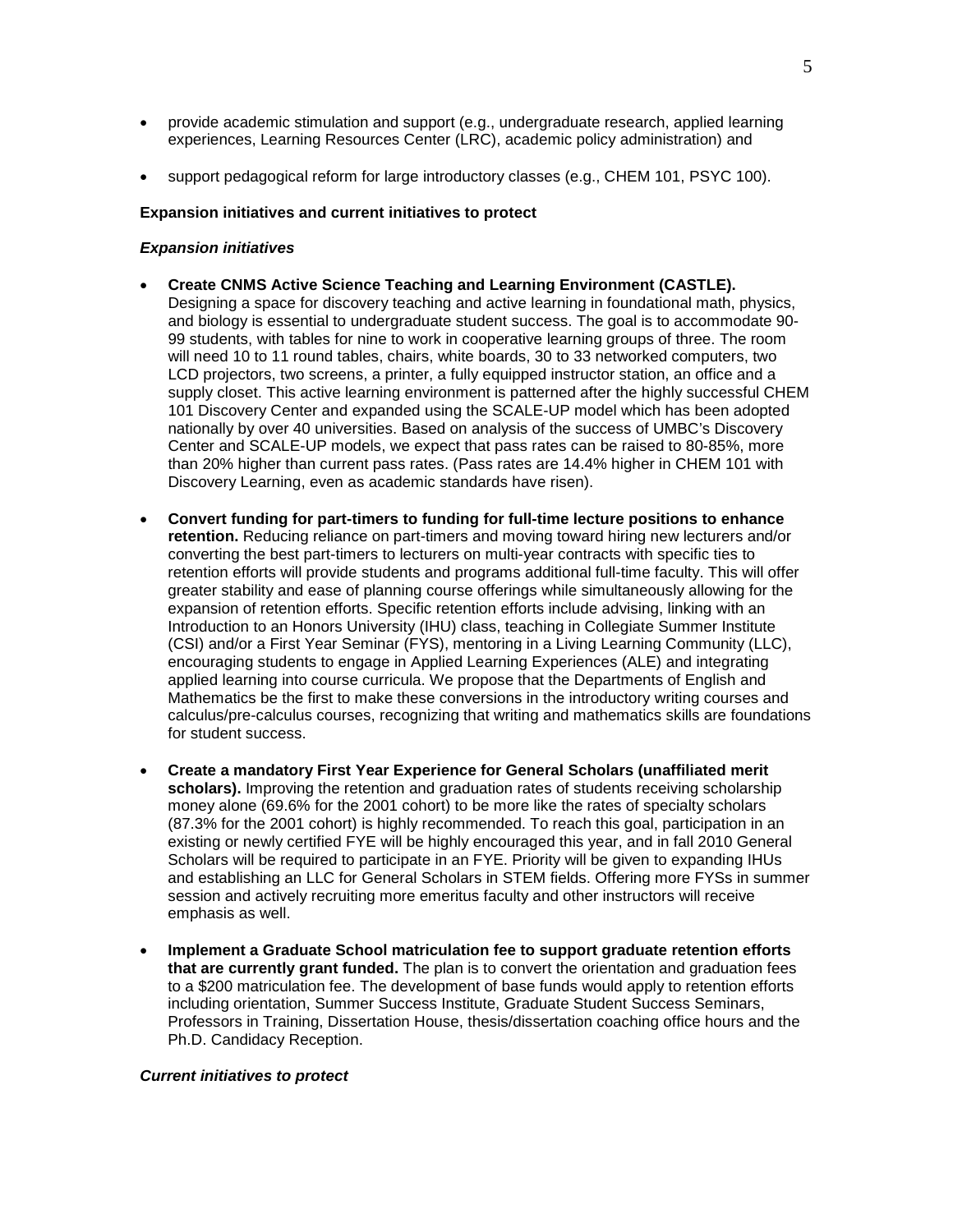- provide academic stimulation and support (e.g., undergraduate research, applied learning experiences, Learning Resources Center (LRC), academic policy administration) and

- support pedagogical reform for large introductory classes (e.g., CHEM 101, PSYC 100).

**Expansion initiatives and current initiatives to protect**

***Expansion initiatives***

- **Create CNMS Active Science Teaching and Learning Environment (CASTLE).** Designing a space for discovery teaching and active learning in foundational math, physics, and biology is essential to undergraduate student success. The goal is to accommodate 90-99 students, with tables for nine to work in cooperative learning groups of three. The room will need 10 to 11 round tables, chairs, white boards, 30 to 33 networked computers, two LCD projectors, two screens, a printer, a fully equipped instructor station, an office and a supply closet. This active learning environment is patterned after the highly successful CHEM 101 Discovery Center and expanded using the SCALE-UP model which has been adopted nationally by over 40 universities. Based on analysis of the success of UMBC's Discovery Center and SCALE-UP models, we expect that pass rates can be raised to 80-85%, more than 20% higher than current pass rates. (Pass rates are 14.4% higher in CHEM 101 with Discovery Learning, even as academic standards have risen).

- **Convert funding for part-timers to funding for full-time lecture positions to enhance retention.** Reducing reliance on part-timers and moving toward hiring new lecturers and/or converting the best part-timers to lecturers on multi-year contracts with specific ties to retention efforts will provide students and programs additional full-time faculty. This will offer greater stability and ease of planning course offerings while simultaneously allowing for the expansion of retention efforts. Specific retention efforts include advising, linking with an Introduction to an Honors University (IHU) class, teaching in Collegiate Summer Institute (CSI) and/or a First Year Seminar (FYS), mentoring in a Living Learning Community (LLC), encouraging students to engage in Applied Learning Experiences (ALE) and integrating applied learning into course curricula. We propose that the Departments of English and Mathematics be the first to make these conversions in the introductory writing courses and calculus/pre-calculus courses, recognizing that writing and mathematics skills are foundations for student success.

- **Create a mandatory First Year Experience for General Scholars (unaffiliated merit scholars).** Improving the retention and graduation rates of students receiving scholarship money alone (69.6% for the 2001 cohort) to be more like the rates of specialty scholars (87.3% for the 2001 cohort) is highly recommended. To reach this goal, participation in an existing or newly certified FYE will be highly encouraged this year, and in fall 2010 General Scholars will be required to participate in an FYE. Priority will be given to expanding IHUs and establishing an LLC for General Scholars in STEM fields. Offering more FYSs in summer session and actively recruiting more emeritus faculty and other instructors will receive emphasis as well.

- **Implement a Graduate School matriculation fee to support graduate retention efforts that are currently grant funded.** The plan is to convert the orientation and graduation fees to a $200 matriculation fee. The development of base funds would apply to retention efforts including orientation, Summer Success Institute, Graduate Student Success Seminars, Professors in Training, Dissertation House, thesis/dissertation coaching office hours and the Ph.D. Candidacy Reception.

***Current initiatives to protect***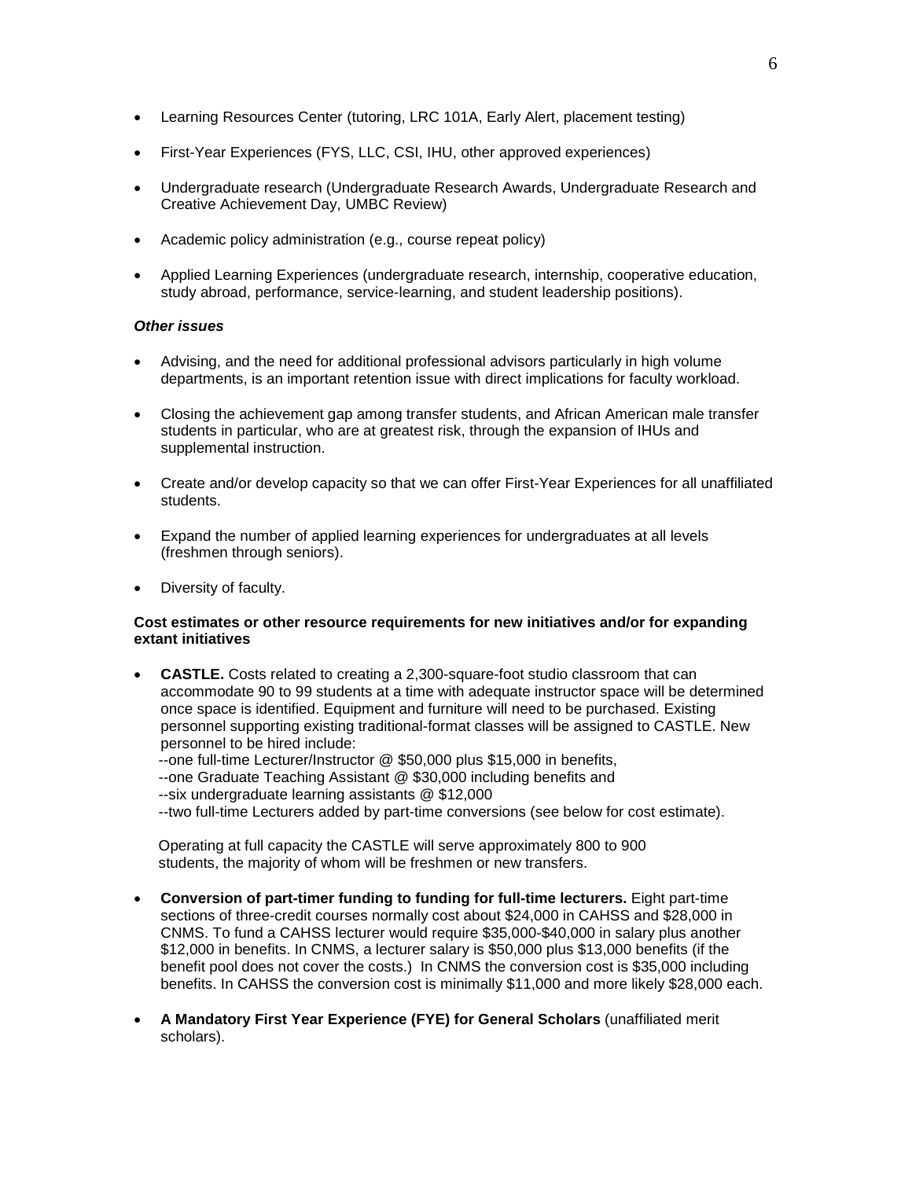- Learning Resources Center (tutoring, LRC 101A, Early Alert, placement testing)
- First-Year Experiences (FYS, LLC, CSI, IHU, other approved experiences)
- Undergraduate research (Undergraduate Research Awards, Undergraduate Research and Creative Achievement Day, UMBC Review)
- Academic policy administration (e.g., course repeat policy)
- Applied Learning Experiences (undergraduate research, internship, cooperative education, study abroad, performance, service-learning, and student leadership positions).

***Other issues***

- Advising, and the need for additional professional advisors particularly in high volume departments, is an important retention issue with direct implications for faculty workload.
- Closing the achievement gap among transfer students, and African American male transfer students in particular, who are at greatest risk, through the expansion of IHUs and supplemental instruction.
- Create and/or develop capacity so that we can offer First-Year Experiences for all unaffiliated students.
- Expand the number of applied learning experiences for undergraduates at all levels (freshmen through seniors).
- Diversity of faculty.

**Cost estimates or other resource requirements for new initiatives and/or for expanding extant initiatives**

- **CASTLE.** Costs related to creating a 2,300-square-foot studio classroom that can accommodate 90 to 99 students at a time with adequate instructor space will be determined once space is identified. Equipment and furniture will need to be purchased. Existing personnel supporting existing traditional-format classes will be assigned to CASTLE. New personnel to be hired include:
  --one full-time Lecturer/Instructor @ $50,000 plus $15,000 in benefits,
  --one Graduate Teaching Assistant @ $30,000 including benefits and
  --six undergraduate learning assistants @ $12,000
  --two full-time Lecturers added by part-time conversions (see below for cost estimate).

  Operating at full capacity the CASTLE will serve approximately 800 to 900 students, the majority of whom will be freshmen or new transfers.

- **Conversion of part-timer funding to funding for full-time lecturers.** Eight part-time sections of three-credit courses normally cost about $24,000 in CAHSS and $28,000 in CNMS. To fund a CAHSS lecturer would require $35,000-$40,000 in salary plus another $12,000 in benefits. In CNMS, a lecturer salary is $50,000 plus $13,000 benefits (if the benefit pool does not cover the costs.) In CNMS the conversion cost is $35,000 including benefits. In CAHSS the conversion cost is minimally $11,000 and more likely $28,000 each.
- **A Mandatory First Year Experience (FYE) for General Scholars** (unaffiliated merit scholars).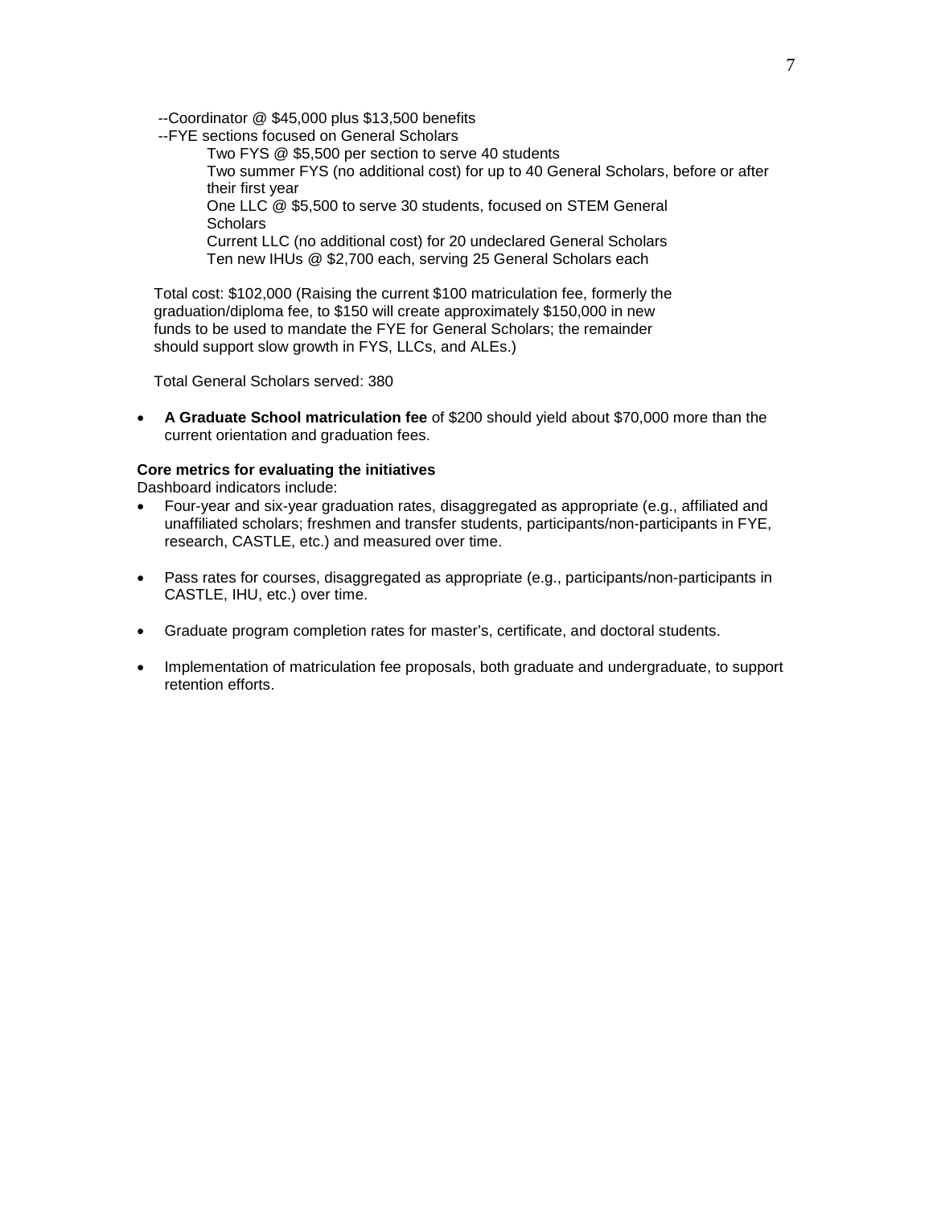--Coordinator @ \$45,000 plus \$13,500 benefits

--FYE sections focused on General Scholars

  Two FYS @ \$5,500 per section to serve 40 students

  Two summer FYS (no additional cost) for up to 40 General Scholars, before or after their first year

  One LLC @ \$5,500 to serve 30 students, focused on STEM General Scholars

  Current LLC (no additional cost) for 20 undeclared General Scholars

  Ten new IHUs @ \$2,700 each, serving 25 General Scholars each

Total cost: \$102,000 (Raising the current \$100 matriculation fee, formerly the graduation/diploma fee, to \$150 will create approximately \$150,000 in new funds to be used to mandate the FYE for General Scholars; the remainder should support slow growth in FYS, LLCs, and ALEs.)

Total General Scholars served: 380

- **A Graduate School matriculation fee** of \$200 should yield about \$70,000 more than the current orientation and graduation fees.

**Core metrics for evaluating the initiatives**

Dashboard indicators include:

- Four-year and six-year graduation rates, disaggregated as appropriate (e.g., affiliated and unaffiliated scholars; freshmen and transfer students, participants/non-participants in FYE, research, CASTLE, etc.) and measured over time.

- Pass rates for courses, disaggregated as appropriate (e.g., participants/non-participants in CASTLE, IHU, etc.) over time.

- Graduate program completion rates for master's, certificate, and doctoral students.

- Implementation of matriculation fee proposals, both graduate and undergraduate, to support retention efforts.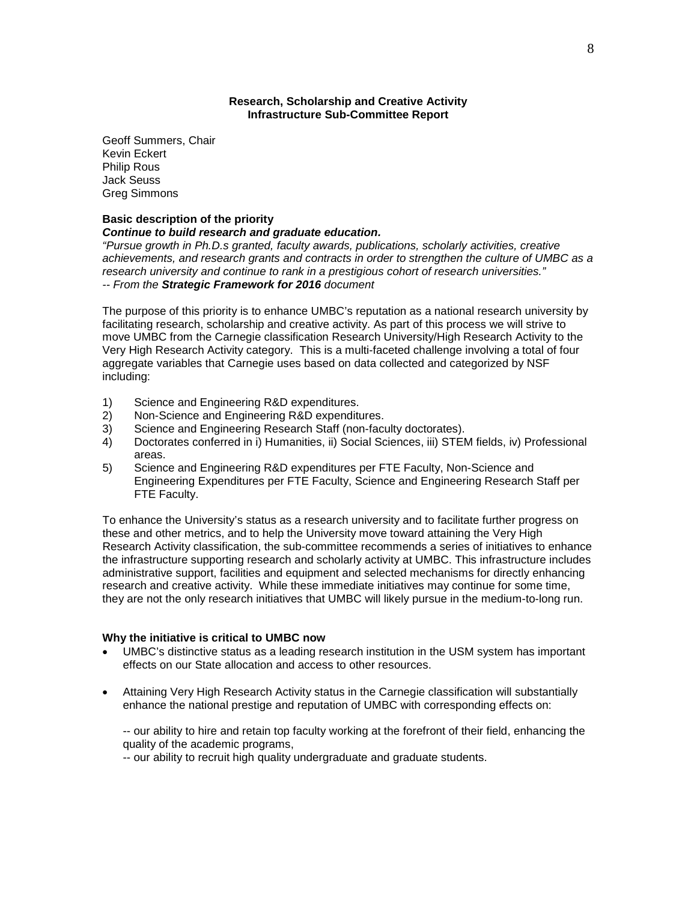## Research, Scholarship and Creative Activity
## Infrastructure Sub-Committee Report

Geoff Summers, Chair
Kevin Eckert
Philip Rous
Jack Seuss
Greg Simmons

**Basic description of the priority**

***Continue to build research and graduate education.***

*"Pursue growth in Ph.D.s granted, faculty awards, publications, scholarly activities, creative achievements, and research grants and contracts in order to strengthen the culture of UMBC as a research university and continue to rank in a prestigious cohort of research universities."*
*-- From the **Strategic Framework for 2016** document*

The purpose of this priority is to enhance UMBC's reputation as a national research university by facilitating research, scholarship and creative activity. As part of this process we will strive to move UMBC from the Carnegie classification Research University/High Research Activity to the Very High Research Activity category. This is a multi-faceted challenge involving a total of four aggregate variables that Carnegie uses based on data collected and categorized by NSF including:

1) Science and Engineering R&D expenditures.
2) Non-Science and Engineering R&D expenditures.
3) Science and Engineering Research Staff (non-faculty doctorates).
4) Doctorates conferred in i) Humanities, ii) Social Sciences, iii) STEM fields, iv) Professional areas.
5) Science and Engineering R&D expenditures per FTE Faculty, Non-Science and Engineering Expenditures per FTE Faculty, Science and Engineering Research Staff per FTE Faculty.

To enhance the University's status as a research university and to facilitate further progress on these and other metrics, and to help the University move toward attaining the Very High Research Activity classification, the sub-committee recommends a series of initiatives to enhance the infrastructure supporting research and scholarly activity at UMBC. This infrastructure includes administrative support, facilities and equipment and selected mechanisms for directly enhancing research and creative activity. While these immediate initiatives may continue for some time, they are not the only research initiatives that UMBC will likely pursue in the medium-to-long run.

**Why the initiative is critical to UMBC now**

- UMBC's distinctive status as a leading research institution in the USM system has important effects on our State allocation and access to other resources.

- Attaining Very High Research Activity status in the Carnegie classification will substantially enhance the national prestige and reputation of UMBC with corresponding effects on:

  -- our ability to hire and retain top faculty working at the forefront of their field, enhancing the quality of the academic programs,
  -- our ability to recruit high quality undergraduate and graduate students.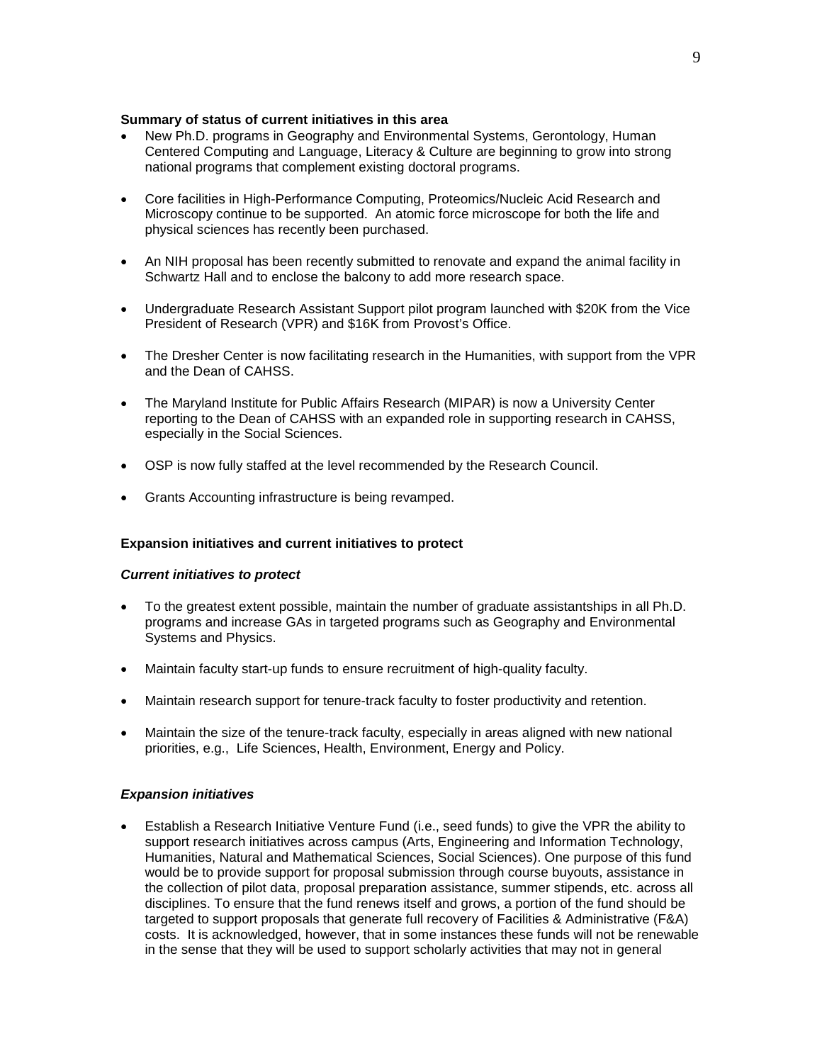**Summary of status of current initiatives in this area**

- New Ph.D. programs in Geography and Environmental Systems, Gerontology, Human Centered Computing and Language, Literacy & Culture are beginning to grow into strong national programs that complement existing doctoral programs.
- Core facilities in High-Performance Computing, Proteomics/Nucleic Acid Research and Microscopy continue to be supported. An atomic force microscope for both the life and physical sciences has recently been purchased.
- An NIH proposal has been recently submitted to renovate and expand the animal facility in Schwartz Hall and to enclose the balcony to add more research space.
- Undergraduate Research Assistant Support pilot program launched with $20K from the Vice President of Research (VPR) and $16K from Provost's Office.
- The Dresher Center is now facilitating research in the Humanities, with support from the VPR and the Dean of CAHSS.
- The Maryland Institute for Public Affairs Research (MIPAR) is now a University Center reporting to the Dean of CAHSS with an expanded role in supporting research in CAHSS, especially in the Social Sciences.
- OSP is now fully staffed at the level recommended by the Research Council.
- Grants Accounting infrastructure is being revamped.

**Expansion initiatives and current initiatives to protect**

***Current initiatives to protect***

- To the greatest extent possible, maintain the number of graduate assistantships in all Ph.D. programs and increase GAs in targeted programs such as Geography and Environmental Systems and Physics.
- Maintain faculty start-up funds to ensure recruitment of high-quality faculty.
- Maintain research support for tenure-track faculty to foster productivity and retention.
- Maintain the size of the tenure-track faculty, especially in areas aligned with new national priorities, e.g., Life Sciences, Health, Environment, Energy and Policy.

***Expansion initiatives***

- Establish a Research Initiative Venture Fund (i.e., seed funds) to give the VPR the ability to support research initiatives across campus (Arts, Engineering and Information Technology, Humanities, Natural and Mathematical Sciences, Social Sciences). One purpose of this fund would be to provide support for proposal submission through course buyouts, assistance in the collection of pilot data, proposal preparation assistance, summer stipends, etc. across all disciplines. To ensure that the fund renews itself and grows, a portion of the fund should be targeted to support proposals that generate full recovery of Facilities & Administrative (F&A) costs. It is acknowledged, however, that in some instances these funds will not be renewable in the sense that they will be used to support scholarly activities that may not in general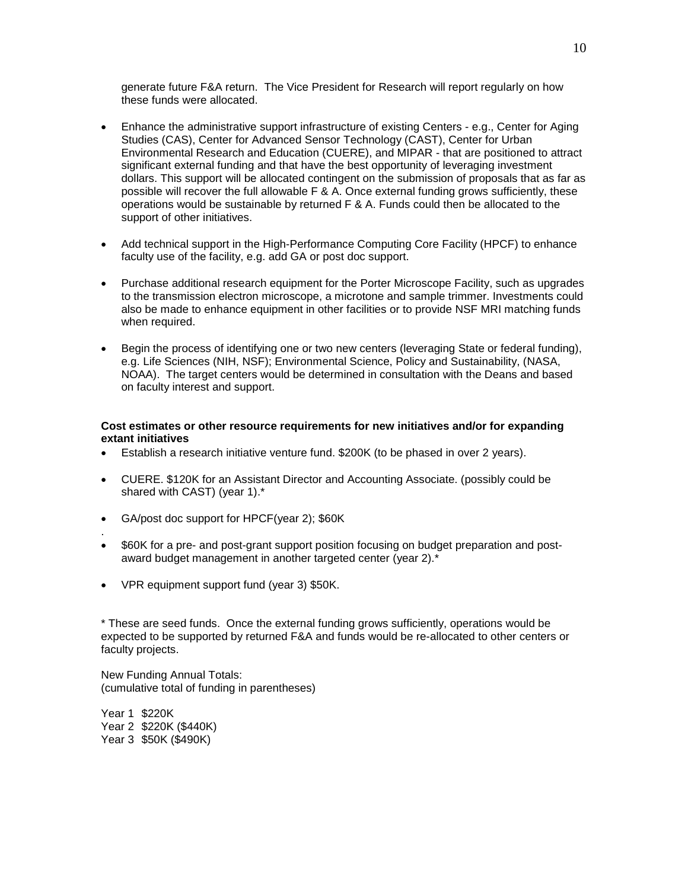generate future F&A return. The Vice President for Research will report regularly on how these funds were allocated.

- Enhance the administrative support infrastructure of existing Centers - e.g., Center for Aging Studies (CAS), Center for Advanced Sensor Technology (CAST), Center for Urban Environmental Research and Education (CUERE), and MIPAR - that are positioned to attract significant external funding and that have the best opportunity of leveraging investment dollars. This support will be allocated contingent on the submission of proposals that as far as possible will recover the full allowable F & A. Once external funding grows sufficiently, these operations would be sustainable by returned F & A. Funds could then be allocated to the support of other initiatives.

- Add technical support in the High-Performance Computing Core Facility (HPCF) to enhance faculty use of the facility, e.g. add GA or post doc support.

- Purchase additional research equipment for the Porter Microscope Facility, such as upgrades to the transmission electron microscope, a microtone and sample trimmer. Investments could also be made to enhance equipment in other facilities or to provide NSF MRI matching funds when required.

- Begin the process of identifying one or two new centers (leveraging State or federal funding), e.g. Life Sciences (NIH, NSF); Environmental Science, Policy and Sustainability, (NASA, NOAA). The target centers would be determined in consultation with the Deans and based on faculty interest and support.

**Cost estimates or other resource requirements for new initiatives and/or for expanding extant initiatives**

- Establish a research initiative venture fund. $200K (to be phased in over 2 years).

- CUERE. $120K for an Assistant Director and Accounting Associate. (possibly could be shared with CAST) (year 1).*

- GA/post doc support for HPCF(year 2); $60K

.
- $60K for a pre- and post-grant support position focusing on budget preparation and post-award budget management in another targeted center (year 2).*

- VPR equipment support fund (year 3) $50K.

* These are seed funds. Once the external funding grows sufficiently, operations would be expected to be supported by returned F&A and funds would be re-allocated to other centers or faculty projects.

New Funding Annual Totals:
(cumulative total of funding in parentheses)

Year 1 $220K
Year 2 $220K ($440K)
Year 3 $50K ($490K)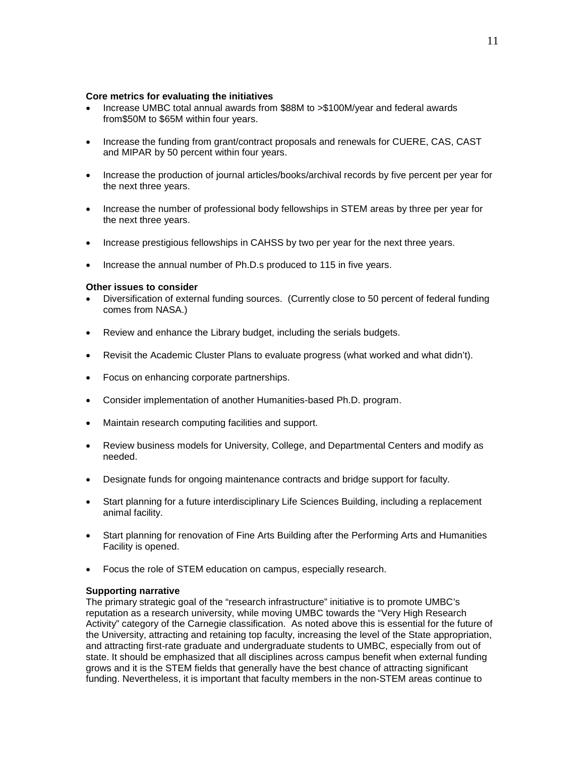**Core metrics for evaluating the initiatives**

- Increase UMBC total annual awards from $88M to >$100M/year and federal awards from$50M to $65M within four years.
- Increase the funding from grant/contract proposals and renewals for CUERE, CAS, CAST and MIPAR by 50 percent within four years.
- Increase the production of journal articles/books/archival records by five percent per year for the next three years.
- Increase the number of professional body fellowships in STEM areas by three per year for the next three years.
- Increase prestigious fellowships in CAHSS by two per year for the next three years.
- Increase the annual number of Ph.D.s produced to 115 in five years.

**Other issues to consider**

- Diversification of external funding sources. (Currently close to 50 percent of federal funding comes from NASA.)
- Review and enhance the Library budget, including the serials budgets.
- Revisit the Academic Cluster Plans to evaluate progress (what worked and what didn't).
- Focus on enhancing corporate partnerships.
- Consider implementation of another Humanities-based Ph.D. program.
- Maintain research computing facilities and support.
- Review business models for University, College, and Departmental Centers and modify as needed.
- Designate funds for ongoing maintenance contracts and bridge support for faculty.
- Start planning for a future interdisciplinary Life Sciences Building, including a replacement animal facility.
- Start planning for renovation of Fine Arts Building after the Performing Arts and Humanities Facility is opened.
- Focus the role of STEM education on campus, especially research.

**Supporting narrative**

The primary strategic goal of the "research infrastructure" initiative is to promote UMBC's reputation as a research university, while moving UMBC towards the "Very High Research Activity" category of the Carnegie classification. As noted above this is essential for the future of the University, attracting and retaining top faculty, increasing the level of the State appropriation, and attracting first-rate graduate and undergraduate students to UMBC, especially from out of state. It should be emphasized that all disciplines across campus benefit when external funding grows and it is the STEM fields that generally have the best chance of attracting significant funding. Nevertheless, it is important that faculty members in the non-STEM areas continue to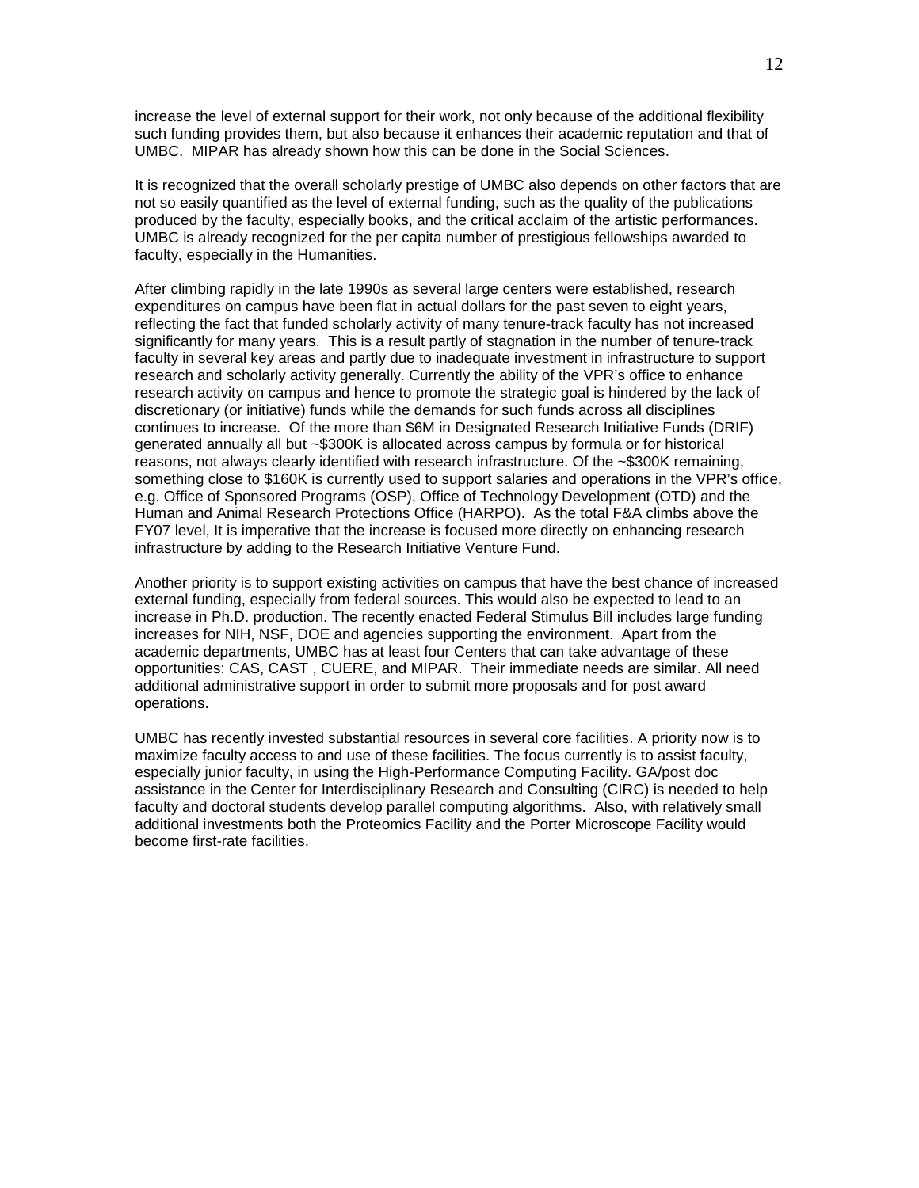increase the level of external support for their work, not only because of the additional flexibility such funding provides them, but also because it enhances their academic reputation and that of UMBC. MIPAR has already shown how this can be done in the Social Sciences.

It is recognized that the overall scholarly prestige of UMBC also depends on other factors that are not so easily quantified as the level of external funding, such as the quality of the publications produced by the faculty, especially books, and the critical acclaim of the artistic performances. UMBC is already recognized for the per capita number of prestigious fellowships awarded to faculty, especially in the Humanities.

After climbing rapidly in the late 1990s as several large centers were established, research expenditures on campus have been flat in actual dollars for the past seven to eight years, reflecting the fact that funded scholarly activity of many tenure-track faculty has not increased significantly for many years. This is a result partly of stagnation in the number of tenure-track faculty in several key areas and partly due to inadequate investment in infrastructure to support research and scholarly activity generally. Currently the ability of the VPR's office to enhance research activity on campus and hence to promote the strategic goal is hindered by the lack of discretionary (or initiative) funds while the demands for such funds across all disciplines continues to increase. Of the more than $6M in Designated Research Initiative Funds (DRIF) generated annually all but ~$300K is allocated across campus by formula or for historical reasons, not always clearly identified with research infrastructure. Of the ~$300K remaining, something close to $160K is currently used to support salaries and operations in the VPR's office, e.g. Office of Sponsored Programs (OSP), Office of Technology Development (OTD) and the Human and Animal Research Protections Office (HARPO). As the total F&A climbs above the FY07 level, It is imperative that the increase is focused more directly on enhancing research infrastructure by adding to the Research Initiative Venture Fund.

Another priority is to support existing activities on campus that have the best chance of increased external funding, especially from federal sources. This would also be expected to lead to an increase in Ph.D. production. The recently enacted Federal Stimulus Bill includes large funding increases for NIH, NSF, DOE and agencies supporting the environment. Apart from the academic departments, UMBC has at least four Centers that can take advantage of these opportunities: CAS, CAST , CUERE, and MIPAR. Their immediate needs are similar. All need additional administrative support in order to submit more proposals and for post award operations.

UMBC has recently invested substantial resources in several core facilities. A priority now is to maximize faculty access to and use of these facilities. The focus currently is to assist faculty, especially junior faculty, in using the High-Performance Computing Facility. GA/post doc assistance in the Center for Interdisciplinary Research and Consulting (CIRC) is needed to help faculty and doctoral students develop parallel computing algorithms. Also, with relatively small additional investments both the Proteomics Facility and the Porter Microscope Facility would become first-rate facilities.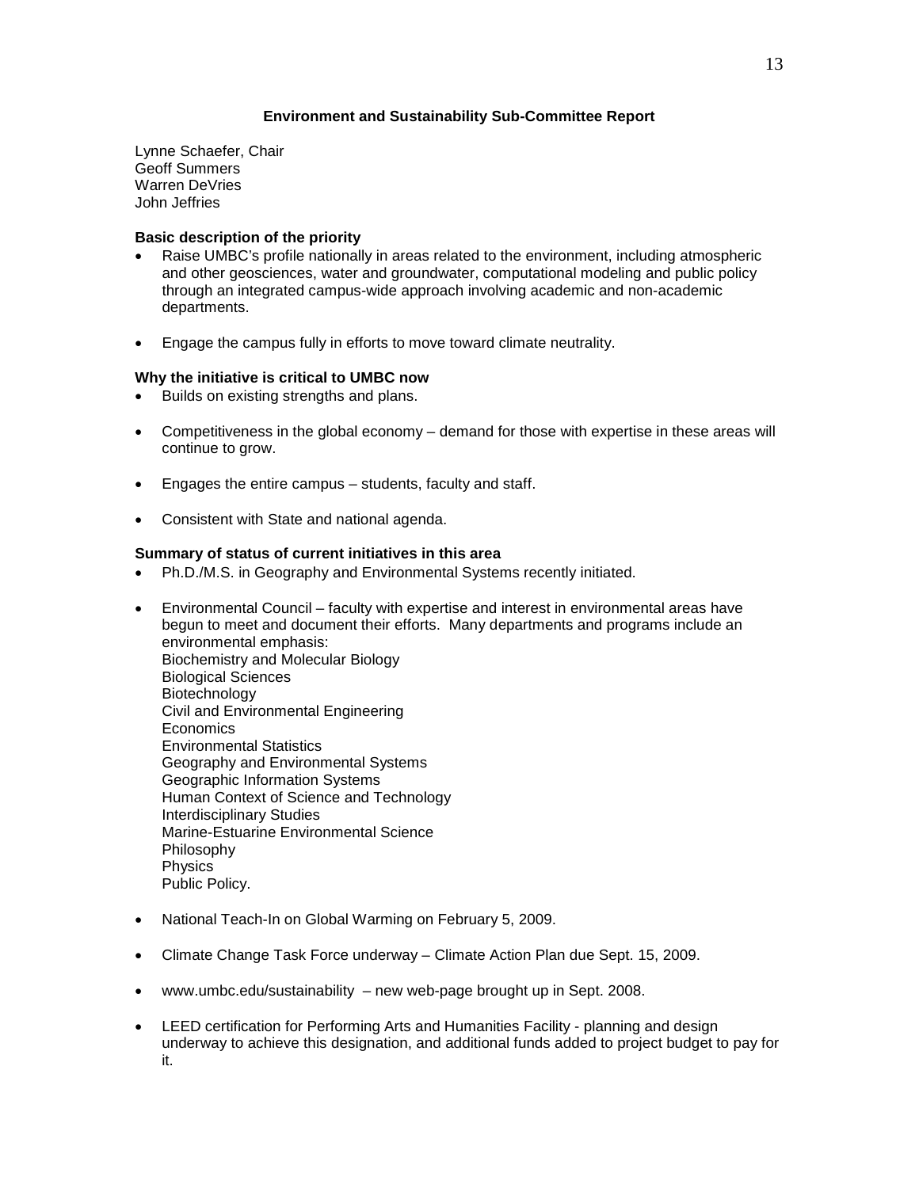## Environment and Sustainability Sub-Committee Report

Lynne Schaefer, Chair
Geoff Summers
Warren DeVries
John Jeffries

**Basic description of the priority**

- Raise UMBC's profile nationally in areas related to the environment, including atmospheric and other geosciences, water and groundwater, computational modeling and public policy through an integrated campus-wide approach involving academic and non-academic departments.
- Engage the campus fully in efforts to move toward climate neutrality.

**Why the initiative is critical to UMBC now**

- Builds on existing strengths and plans.
- Competitiveness in the global economy – demand for those with expertise in these areas will continue to grow.
- Engages the entire campus – students, faculty and staff.
- Consistent with State and national agenda.

**Summary of status of current initiatives in this area**

- Ph.D./M.S. in Geography and Environmental Systems recently initiated.
- Environmental Council – faculty with expertise and interest in environmental areas have begun to meet and document their efforts. Many departments and programs include an environmental emphasis:
  Biochemistry and Molecular Biology
  Biological Sciences
  Biotechnology
  Civil and Environmental Engineering
  Economics
  Environmental Statistics
  Geography and Environmental Systems
  Geographic Information Systems
  Human Context of Science and Technology
  Interdisciplinary Studies
  Marine-Estuarine Environmental Science
  Philosophy
  Physics
  Public Policy.
- National Teach-In on Global Warming on February 5, 2009.
- Climate Change Task Force underway – Climate Action Plan due Sept. 15, 2009.
- www.umbc.edu/sustainability – new web-page brought up in Sept. 2008.
- LEED certification for Performing Arts and Humanities Facility - planning and design underway to achieve this designation, and additional funds added to project budget to pay for it.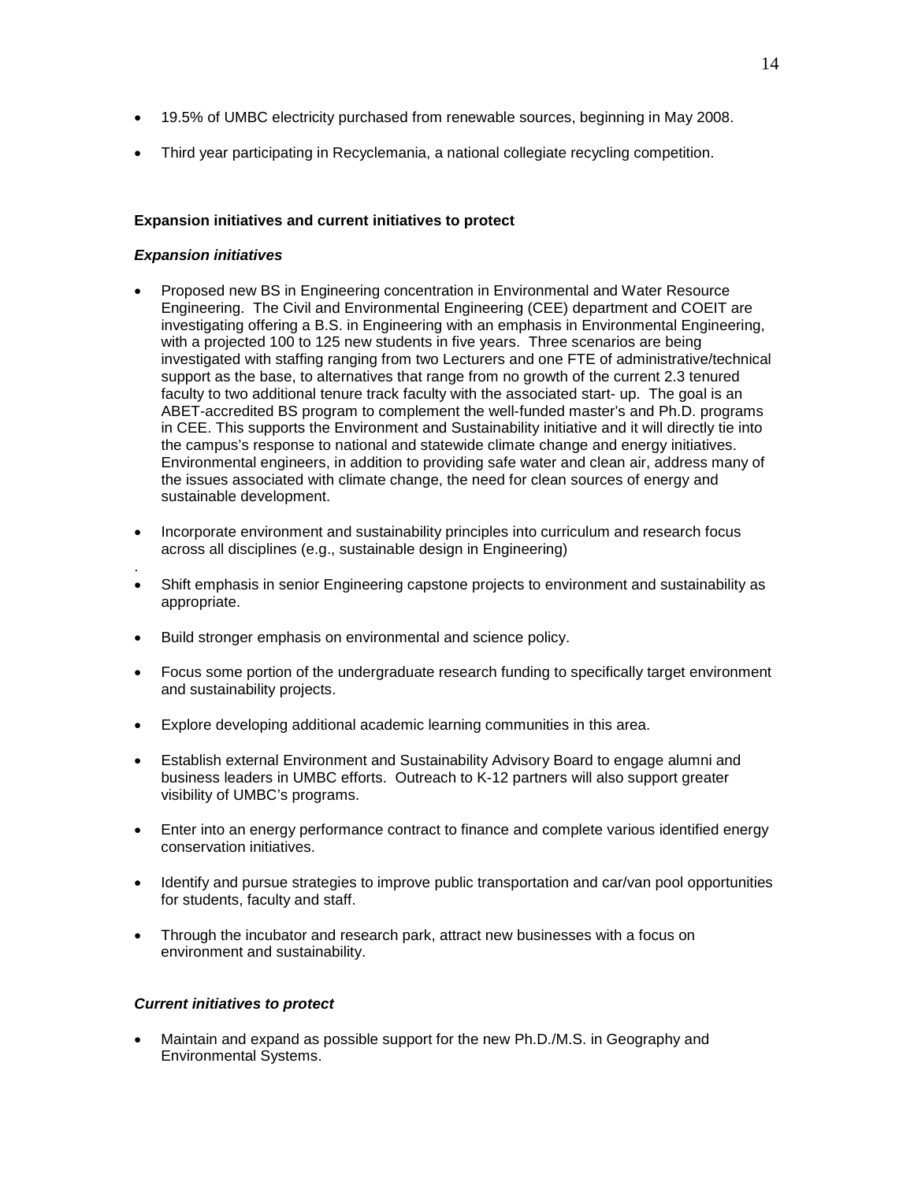- 19.5% of UMBC electricity purchased from renewable sources, beginning in May 2008.
- Third year participating in Recyclemania, a national collegiate recycling competition.

**Expansion initiatives and current initiatives to protect**

***Expansion initiatives***

- Proposed new BS in Engineering concentration in Environmental and Water Resource Engineering. The Civil and Environmental Engineering (CEE) department and COEIT are investigating offering a B.S. in Engineering with an emphasis in Environmental Engineering, with a projected 100 to 125 new students in five years. Three scenarios are being investigated with staffing ranging from two Lecturers and one FTE of administrative/technical support as the base, to alternatives that range from no growth of the current 2.3 tenured faculty to two additional tenure track faculty with the associated start- up. The goal is an ABET-accredited BS program to complement the well-funded master's and Ph.D. programs in CEE. This supports the Environment and Sustainability initiative and it will directly tie into the campus's response to national and statewide climate change and energy initiatives. Environmental engineers, in addition to providing safe water and clean air, address many of the issues associated with climate change, the need for clean sources of energy and sustainable development.
- Incorporate environment and sustainability principles into curriculum and research focus across all disciplines (e.g., sustainable design in Engineering)

.

- Shift emphasis in senior Engineering capstone projects to environment and sustainability as appropriate.
- Build stronger emphasis on environmental and science policy.
- Focus some portion of the undergraduate research funding to specifically target environment and sustainability projects.
- Explore developing additional academic learning communities in this area.
- Establish external Environment and Sustainability Advisory Board to engage alumni and business leaders in UMBC efforts. Outreach to K-12 partners will also support greater visibility of UMBC's programs.
- Enter into an energy performance contract to finance and complete various identified energy conservation initiatives.
- Identify and pursue strategies to improve public transportation and car/van pool opportunities for students, faculty and staff.
- Through the incubator and research park, attract new businesses with a focus on environment and sustainability.

***Current initiatives to protect***

- Maintain and expand as possible support for the new Ph.D./M.S. in Geography and Environmental Systems.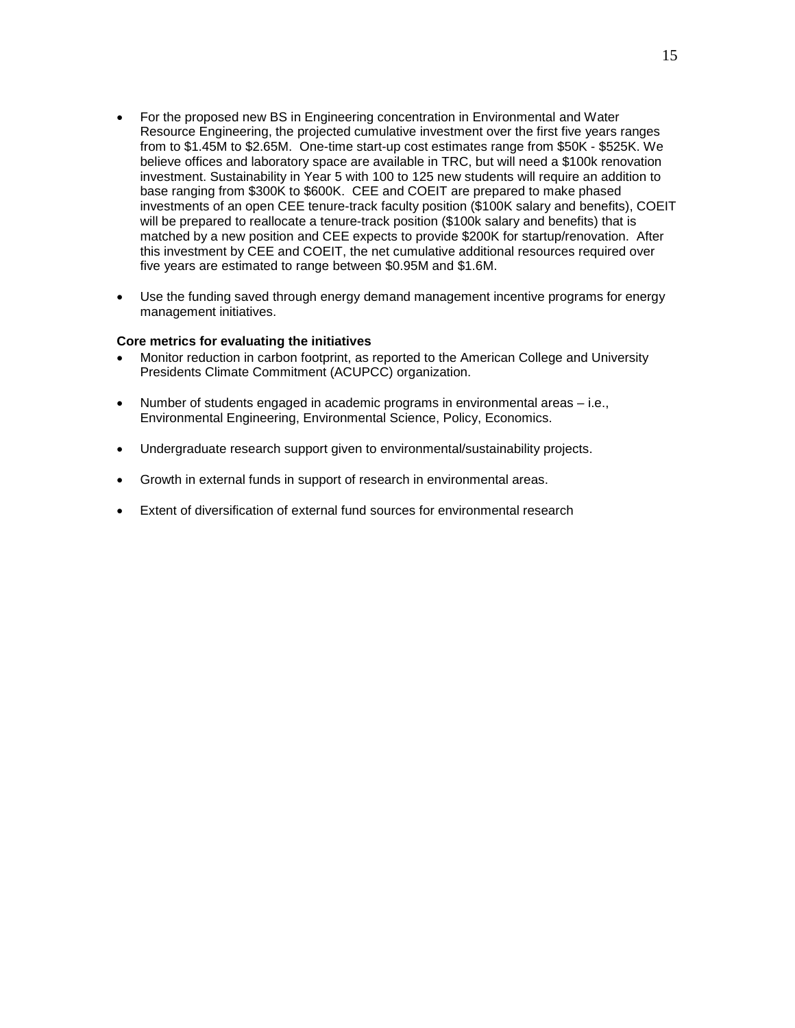- For the proposed new BS in Engineering concentration in Environmental and Water Resource Engineering, the projected cumulative investment over the first five years ranges from to $1.45M to $2.65M. One-time start-up cost estimates range from $50K - $525K. We believe offices and laboratory space are available in TRC, but will need a $100k renovation investment. Sustainability in Year 5 with 100 to 125 new students will require an addition to base ranging from $300K to $600K. CEE and COEIT are prepared to make phased investments of an open CEE tenure-track faculty position ($100K salary and benefits), COEIT will be prepared to reallocate a tenure-track position ($100k salary and benefits) that is matched by a new position and CEE expects to provide $200K for startup/renovation. After this investment by CEE and COEIT, the net cumulative additional resources required over five years are estimated to range between $0.95M and $1.6M.

- Use the funding saved through energy demand management incentive programs for energy management initiatives.

**Core metrics for evaluating the initiatives**

- Monitor reduction in carbon footprint, as reported to the American College and University Presidents Climate Commitment (ACUPCC) organization.

- Number of students engaged in academic programs in environmental areas – i.e., Environmental Engineering, Environmental Science, Policy, Economics.

- Undergraduate research support given to environmental/sustainability projects.

- Growth in external funds in support of research in environmental areas.

- Extent of diversification of external fund sources for environmental research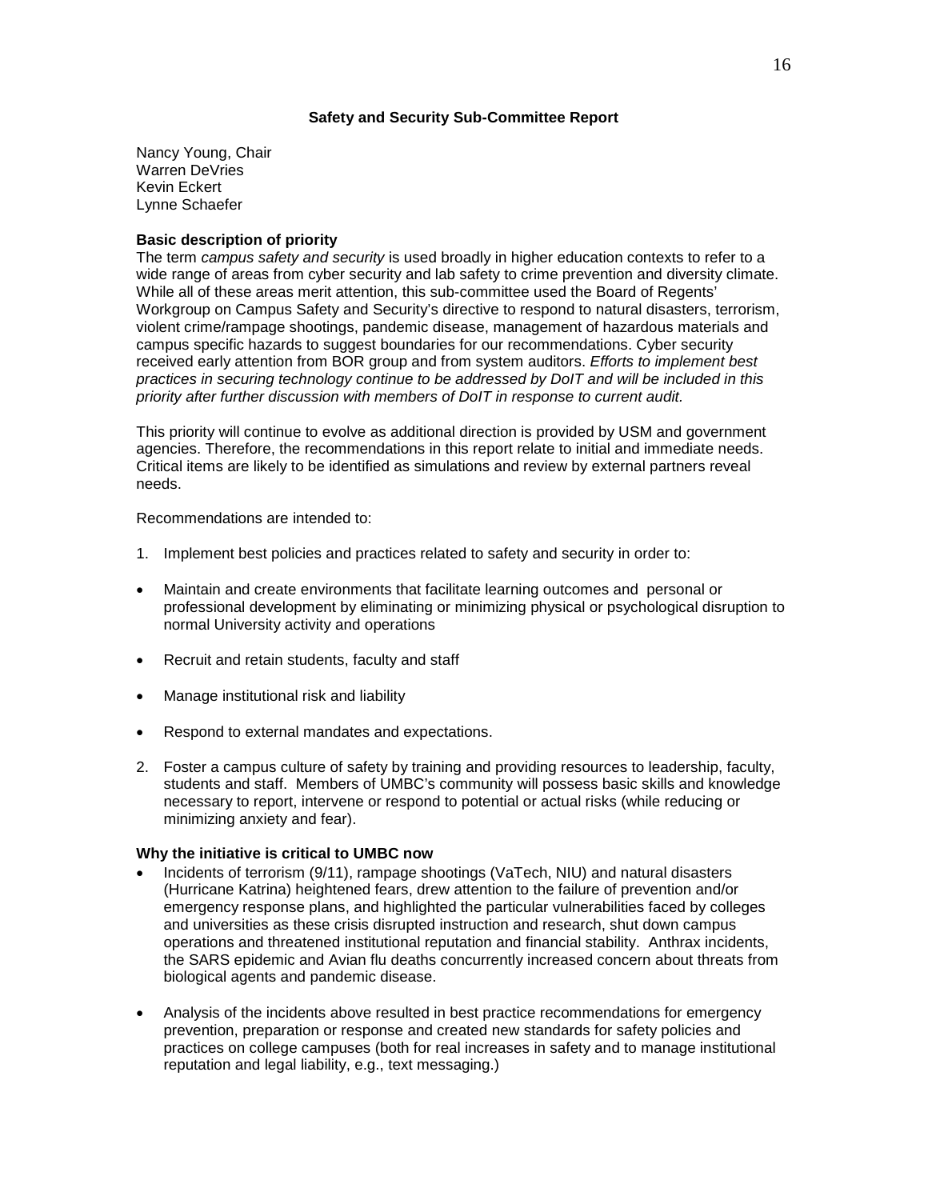## Safety and Security Sub-Committee Report

Nancy Young, Chair
Warren DeVries
Kevin Eckert
Lynne Schaefer

**Basic description of priority**

The term *campus safety and security* is used broadly in higher education contexts to refer to a wide range of areas from cyber security and lab safety to crime prevention and diversity climate. While all of these areas merit attention, this sub-committee used the Board of Regents' Workgroup on Campus Safety and Security's directive to respond to natural disasters, terrorism, violent crime/rampage shootings, pandemic disease, management of hazardous materials and campus specific hazards to suggest boundaries for our recommendations. Cyber security received early attention from BOR group and from system auditors. *Efforts to implement best practices in securing technology continue to be addressed by DoIT and will be included in this priority after further discussion with members of DoIT in response to current audit.*

This priority will continue to evolve as additional direction is provided by USM and government agencies. Therefore, the recommendations in this report relate to initial and immediate needs. Critical items are likely to be identified as simulations and review by external partners reveal needs.

Recommendations are intended to:

1. Implement best policies and practices related to safety and security in order to:

- Maintain and create environments that facilitate learning outcomes and personal or professional development by eliminating or minimizing physical or psychological disruption to normal University activity and operations
- Recruit and retain students, faculty and staff
- Manage institutional risk and liability
- Respond to external mandates and expectations.

2. Foster a campus culture of safety by training and providing resources to leadership, faculty, students and staff. Members of UMBC's community will possess basic skills and knowledge necessary to report, intervene or respond to potential or actual risks (while reducing or minimizing anxiety and fear).

**Why the initiative is critical to UMBC now**

- Incidents of terrorism (9/11), rampage shootings (VaTech, NIU) and natural disasters (Hurricane Katrina) heightened fears, drew attention to the failure of prevention and/or emergency response plans, and highlighted the particular vulnerabilities faced by colleges and universities as these crisis disrupted instruction and research, shut down campus operations and threatened institutional reputation and financial stability. Anthrax incidents, the SARS epidemic and Avian flu deaths concurrently increased concern about threats from biological agents and pandemic disease.
- Analysis of the incidents above resulted in best practice recommendations for emergency prevention, preparation or response and created new standards for safety policies and practices on college campuses (both for real increases in safety and to manage institutional reputation and legal liability, e.g., text messaging.)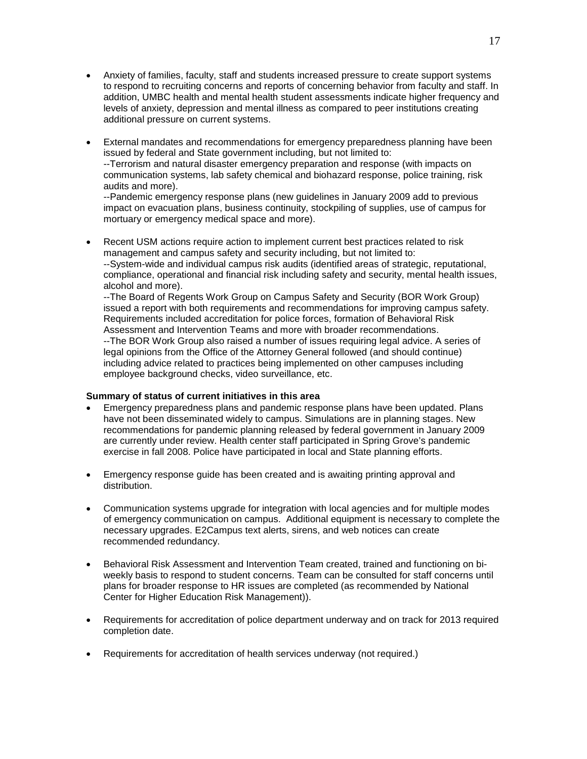- Anxiety of families, faculty, staff and students increased pressure to create support systems to respond to recruiting concerns and reports of concerning behavior from faculty and staff. In addition, UMBC health and mental health student assessments indicate higher frequency and levels of anxiety, depression and mental illness as compared to peer institutions creating additional pressure on current systems.

- External mandates and recommendations for emergency preparedness planning have been issued by federal and State government including, but not limited to:
  --Terrorism and natural disaster emergency preparation and response (with impacts on communication systems, lab safety chemical and biohazard response, police training, risk audits and more).
  --Pandemic emergency response plans (new guidelines in January 2009 add to previous impact on evacuation plans, business continuity, stockpiling of supplies, use of campus for mortuary or emergency medical space and more).

- Recent USM actions require action to implement current best practices related to risk management and campus safety and security including, but not limited to:
  --System-wide and individual campus risk audits (identified areas of strategic, reputational, compliance, operational and financial risk including safety and security, mental health issues, alcohol and more).
  --The Board of Regents Work Group on Campus Safety and Security (BOR Work Group) issued a report with both requirements and recommendations for improving campus safety. Requirements included accreditation for police forces, formation of Behavioral Risk Assessment and Intervention Teams and more with broader recommendations.
  --The BOR Work Group also raised a number of issues requiring legal advice. A series of legal opinions from the Office of the Attorney General followed (and should continue) including advice related to practices being implemented on other campuses including employee background checks, video surveillance, etc.

**Summary of status of current initiatives in this area**

- Emergency preparedness plans and pandemic response plans have been updated. Plans have not been disseminated widely to campus. Simulations are in planning stages. New recommendations for pandemic planning released by federal government in January 2009 are currently under review. Health center staff participated in Spring Grove's pandemic exercise in fall 2008. Police have participated in local and State planning efforts.

- Emergency response guide has been created and is awaiting printing approval and distribution.

- Communication systems upgrade for integration with local agencies and for multiple modes of emergency communication on campus. Additional equipment is necessary to complete the necessary upgrades. E2Campus text alerts, sirens, and web notices can create recommended redundancy.

- Behavioral Risk Assessment and Intervention Team created, trained and functioning on bi-weekly basis to respond to student concerns. Team can be consulted for staff concerns until plans for broader response to HR issues are completed (as recommended by National Center for Higher Education Risk Management)).

- Requirements for accreditation of police department underway and on track for 2013 required completion date.

- Requirements for accreditation of health services underway (not required.)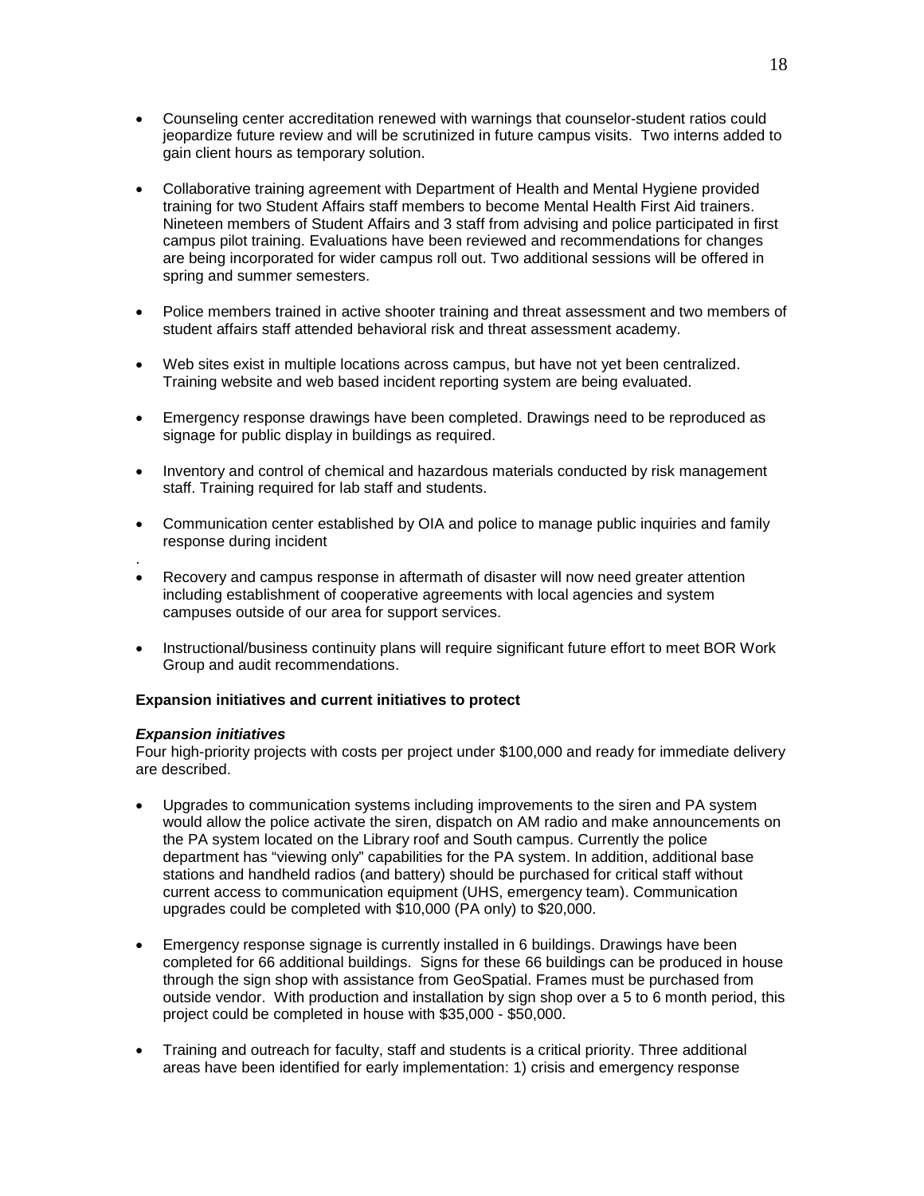- Counseling center accreditation renewed with warnings that counselor-student ratios could jeopardize future review and will be scrutinized in future campus visits. Two interns added to gain client hours as temporary solution.

- Collaborative training agreement with Department of Health and Mental Hygiene provided training for two Student Affairs staff members to become Mental Health First Aid trainers. Nineteen members of Student Affairs and 3 staff from advising and police participated in first campus pilot training. Evaluations have been reviewed and recommendations for changes are being incorporated for wider campus roll out. Two additional sessions will be offered in spring and summer semesters.

- Police members trained in active shooter training and threat assessment and two members of student affairs staff attended behavioral risk and threat assessment academy.

- Web sites exist in multiple locations across campus, but have not yet been centralized. Training website and web based incident reporting system are being evaluated.

- Emergency response drawings have been completed. Drawings need to be reproduced as signage for public display in buildings as required.

- Inventory and control of chemical and hazardous materials conducted by risk management staff. Training required for lab staff and students.

- Communication center established by OIA and police to manage public inquiries and family response during incident

.

- Recovery and campus response in aftermath of disaster will now need greater attention including establishment of cooperative agreements with local agencies and system campuses outside of our area for support services.

- Instructional/business continuity plans will require significant future effort to meet BOR Work Group and audit recommendations.

**Expansion initiatives and current initiatives to protect**

***Expansion initiatives***

Four high-priority projects with costs per project under $100,000 and ready for immediate delivery are described.

- Upgrades to communication systems including improvements to the siren and PA system would allow the police activate the siren, dispatch on AM radio and make announcements on the PA system located on the Library roof and South campus. Currently the police department has "viewing only" capabilities for the PA system. In addition, additional base stations and handheld radios (and battery) should be purchased for critical staff without current access to communication equipment (UHS, emergency team). Communication upgrades could be completed with $10,000 (PA only) to $20,000.

- Emergency response signage is currently installed in 6 buildings. Drawings have been completed for 66 additional buildings. Signs for these 66 buildings can be produced in house through the sign shop with assistance from GeoSpatial. Frames must be purchased from outside vendor. With production and installation by sign shop over a 5 to 6 month period, this project could be completed in house with $35,000 - $50,000.

- Training and outreach for faculty, staff and students is a critical priority. Three additional areas have been identified for early implementation: 1) crisis and emergency response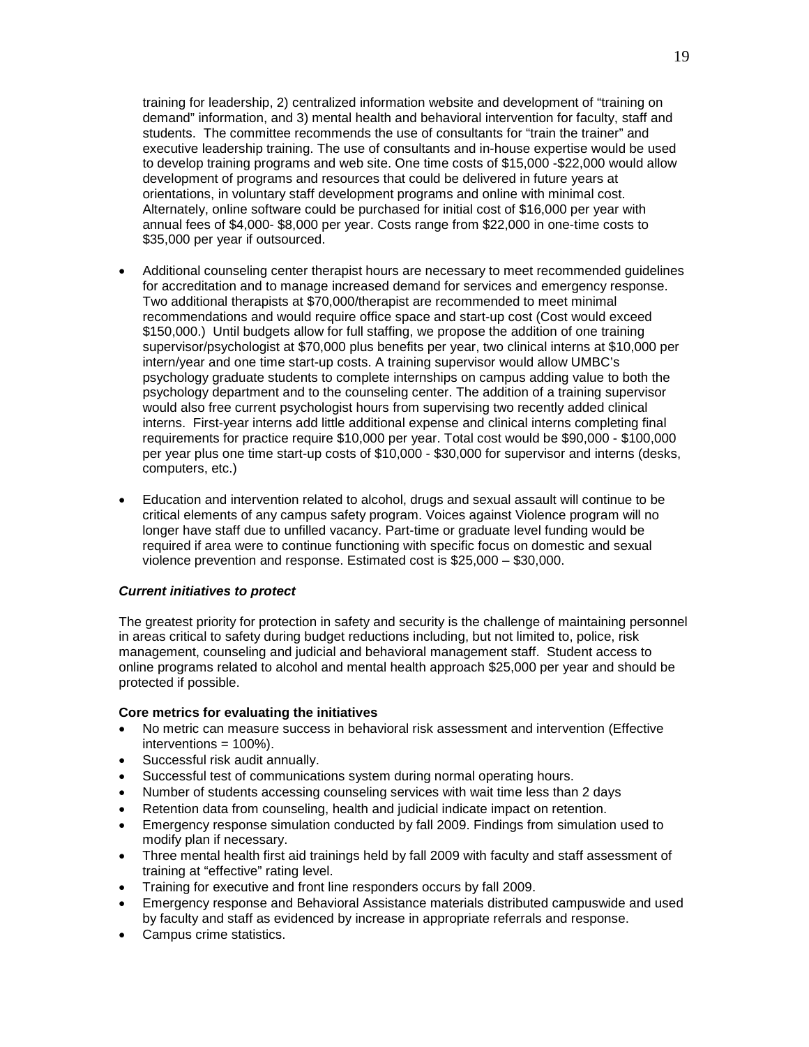training for leadership, 2) centralized information website and development of "training on demand" information, and 3) mental health and behavioral intervention for faculty, staff and students. The committee recommends the use of consultants for "train the trainer" and executive leadership training. The use of consultants and in-house expertise would be used to develop training programs and web site. One time costs of $15,000 -$22,000 would allow development of programs and resources that could be delivered in future years at orientations, in voluntary staff development programs and online with minimal cost. Alternately, online software could be purchased for initial cost of $16,000 per year with annual fees of $4,000- $8,000 per year. Costs range from $22,000 in one-time costs to $35,000 per year if outsourced.

- Additional counseling center therapist hours are necessary to meet recommended guidelines for accreditation and to manage increased demand for services and emergency response. Two additional therapists at $70,000/therapist are recommended to meet minimal recommendations and would require office space and start-up cost (Cost would exceed $150,000.) Until budgets allow for full staffing, we propose the addition of one training supervisor/psychologist at $70,000 plus benefits per year, two clinical interns at $10,000 per intern/year and one time start-up costs. A training supervisor would allow UMBC's psychology graduate students to complete internships on campus adding value to both the psychology department and to the counseling center. The addition of a training supervisor would also free current psychologist hours from supervising two recently added clinical interns. First-year interns add little additional expense and clinical interns completing final requirements for practice require $10,000 per year. Total cost would be $90,000 - $100,000 per year plus one time start-up costs of $10,000 - $30,000 for supervisor and interns (desks, computers, etc.)

- Education and intervention related to alcohol, drugs and sexual assault will continue to be critical elements of any campus safety program. Voices against Violence program will no longer have staff due to unfilled vacancy. Part-time or graduate level funding would be required if area were to continue functioning with specific focus on domestic and sexual violence prevention and response. Estimated cost is $25,000 – $30,000.

***Current initiatives to protect***

The greatest priority for protection in safety and security is the challenge of maintaining personnel in areas critical to safety during budget reductions including, but not limited to, police, risk management, counseling and judicial and behavioral management staff. Student access to online programs related to alcohol and mental health approach $25,000 per year and should be protected if possible.

**Core metrics for evaluating the initiatives**

- No metric can measure success in behavioral risk assessment and intervention (Effective interventions = 100%).
- Successful risk audit annually.
- Successful test of communications system during normal operating hours.
- Number of students accessing counseling services with wait time less than 2 days
- Retention data from counseling, health and judicial indicate impact on retention.
- Emergency response simulation conducted by fall 2009. Findings from simulation used to modify plan if necessary.
- Three mental health first aid trainings held by fall 2009 with faculty and staff assessment of training at "effective" rating level.
- Training for executive and front line responders occurs by fall 2009.
- Emergency response and Behavioral Assistance materials distributed campuswide and used by faculty and staff as evidenced by increase in appropriate referrals and response.
- Campus crime statistics.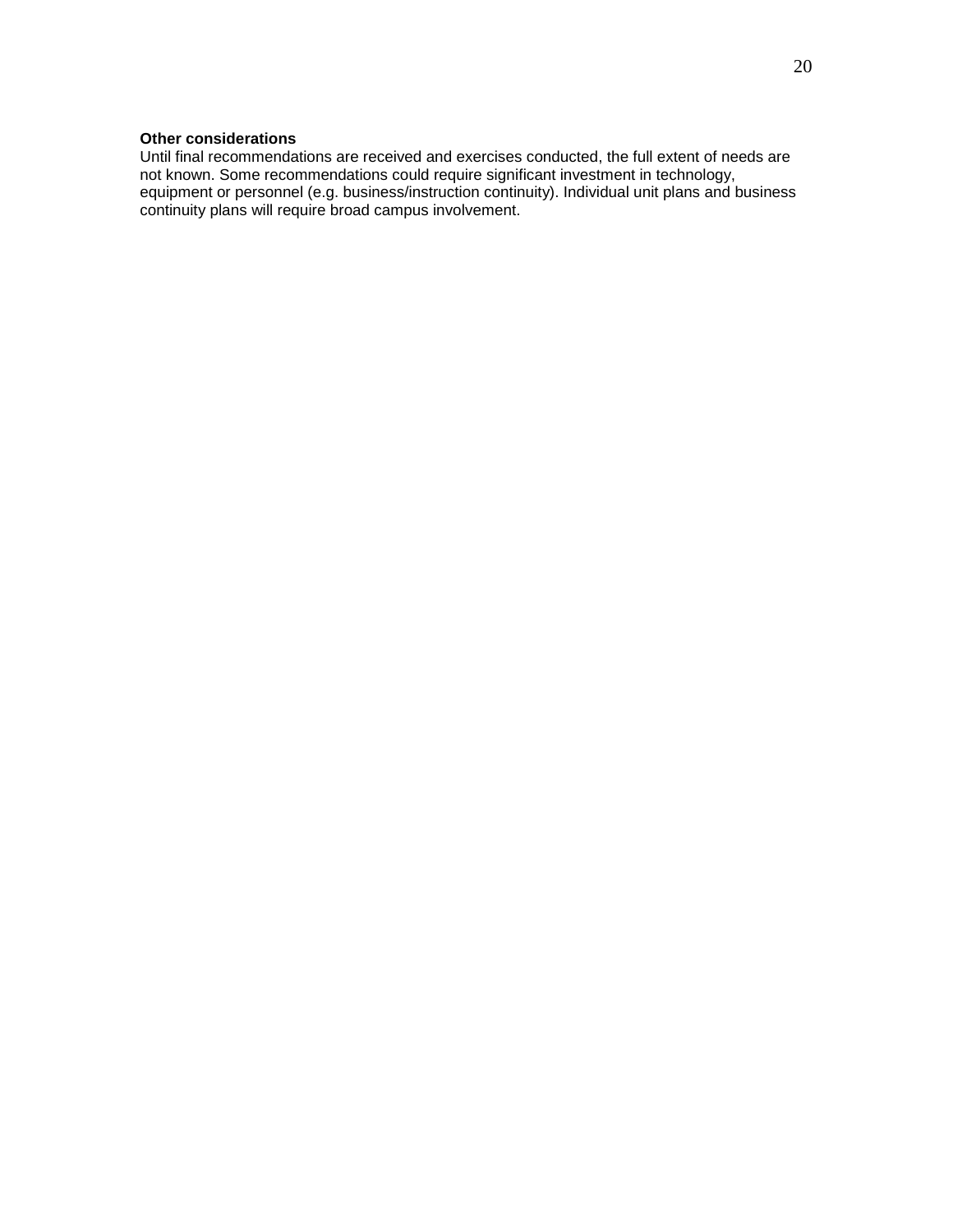**Other considerations**

Until final recommendations are received and exercises conducted, the full extent of needs are not known. Some recommendations could require significant investment in technology, equipment or personnel (e.g. business/instruction continuity). Individual unit plans and business continuity plans will require broad campus involvement.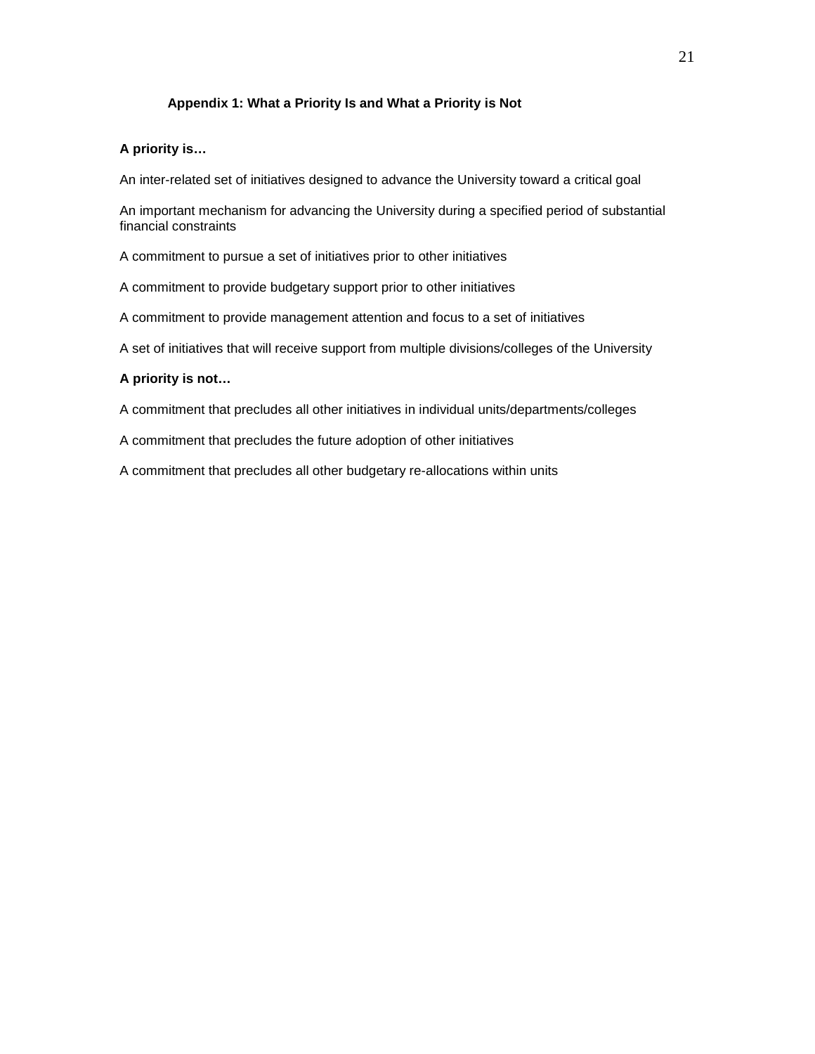## Appendix 1: What a Priority Is and What a Priority is Not

**A priority is…**

An inter-related set of initiatives designed to advance the University toward a critical goal

An important mechanism for advancing the University during a specified period of substantial financial constraints

A commitment to pursue a set of initiatives prior to other initiatives

A commitment to provide budgetary support prior to other initiatives

A commitment to provide management attention and focus to a set of initiatives

A set of initiatives that will receive support from multiple divisions/colleges of the University

**A priority is not…**

A commitment that precludes all other initiatives in individual units/departments/colleges

A commitment that precludes the future adoption of other initiatives

A commitment that precludes all other budgetary re-allocations within units